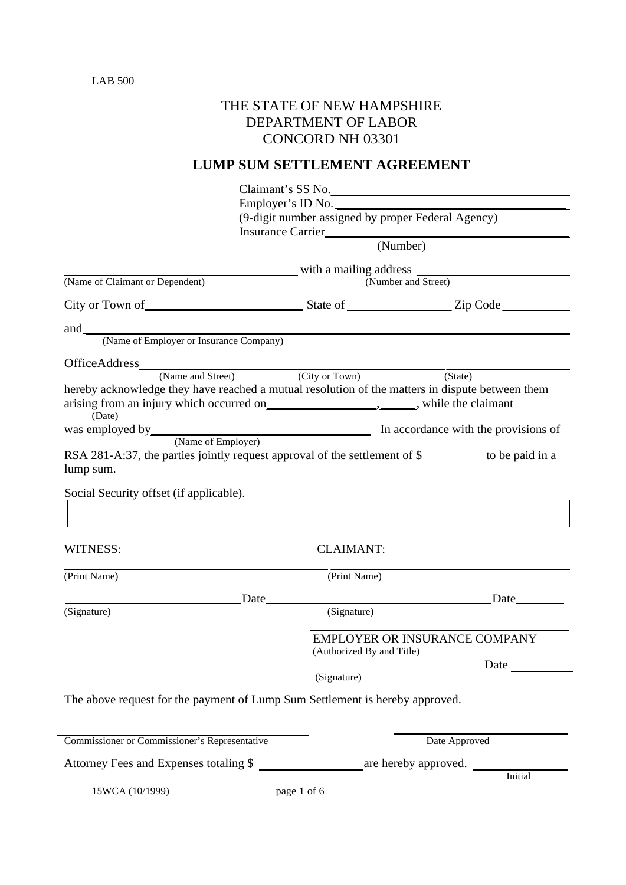LAB 500

# THE STATE OF NEW HAMPSHIRE
# DEPARTMENT OF LABOR
# CONCORD NH 03301

## LUMP SUM SETTLEMENT AGREEMENT

Claimant's SS No.\_\_\_\_\_\_\_\_\_\_\_\_\_\_\_\_\_\_\_\_\_\_\_\_\_\_\_\_\_\_

Employer's ID No.\_\_\_\_\_\_\_\_\_\_\_\_\_\_\_\_\_\_\_\_\_\_\_\_\_\_\_\_\_\_

(9-digit number assigned by proper Federal Agency)

Insurance Carrier\_\_\_\_\_\_\_\_\_\_\_\_\_\_\_\_\_\_\_\_\_\_\_\_\_\_\_\_\_\_

(Number)

\_\_\_\_\_\_\_\_\_\_\_\_\_\_\_\_\_\_\_\_\_\_\_\_\_\_\_\_\_\_ with a mailing address \_\_\_\_\_\_\_\_\_\_\_\_\_\_\_\_\_\_\_\_\_\_\_\_
(Name of Claimant or Dependent) (Number and Street)

City or Town of\_\_\_\_\_\_\_\_\_\_\_\_\_\_\_\_\_\_\_\_\_\_ State of \_\_\_\_\_\_\_\_\_\_\_\_\_\_\_ Zip Code \_\_\_\_\_\_\_\_\_\_

and\_\_\_\_\_\_\_\_\_\_\_\_\_\_\_\_\_\_\_\_\_\_\_\_\_\_\_\_\_\_\_\_\_\_\_\_\_\_\_\_\_\_\_\_\_\_\_\_\_\_\_\_\_\_\_\_\_\_\_\_\_\_\_\_\_\_
(Name of Employer or Insurance Company)

OfficeAddress\_\_\_\_\_\_\_\_\_\_\_\_\_\_\_\_\_\_\_\_\_\_\_\_\_\_\_\_\_\_\_\_\_\_\_\_\_\_\_\_\_\_\_\_\_\_\_\_\_\_\_\_\_\_\_\_\_\_\_\_
(Name and Street) (City or Town) (State)

hereby acknowledge they have reached a mutual resolution of the matters in dispute between them arising from an injury which occurred on\_\_\_\_\_\_\_\_\_\_\_\_\_\_\_\_\_, \_\_\_\_\_, while the claimant
(Date)

was employed by\_\_\_\_\_\_\_\_\_\_\_\_\_\_\_\_\_\_\_\_\_\_\_\_\_\_\_\_\_\_ In accordance with the provisions of
(Name of Employer)

RSA 281-A:37, the parties jointly request approval of the settlement of $\_\_\_\_\_\_\_\_\_\_ to be paid in a lump sum.

Social Security offset (if applicable).

WITNESS: CLAIMANT:

\_\_\_\_\_\_\_\_\_\_\_\_\_\_\_\_\_\_\_\_\_\_\_\_\_\_\_\_\_\_ \_\_\_\_\_\_\_\_\_\_\_\_\_\_\_\_\_\_\_\_\_\_\_\_\_\_\_\_\_\_
(Print Name) (Print Name)

\_\_\_\_\_\_\_\_\_\_\_\_\_\_\_\_\_\_\_\_\_\_\_\_\_\_\_\_\_\_ Date\_\_\_\_\_\_\_\_\_\_\_\_\_\_\_\_\_\_\_\_\_\_\_\_\_\_\_\_\_\_ Date\_\_\_\_\_\_\_\_
(Signature) (Signature)

EMPLOYER OR INSURANCE COMPANY
(Authorized By and Title)

\_\_\_\_\_\_\_\_\_\_\_\_\_\_\_\_\_\_\_\_\_\_\_\_\_\_\_\_\_\_ Date \_\_\_\_\_\_\_\_\_\_
(Signature)

The above request for the payment of Lump Sum Settlement is hereby approved.

\_\_\_\_\_\_\_\_\_\_\_\_\_\_\_\_\_\_\_\_\_\_\_\_\_\_\_\_\_\_ \_\_\_\_\_\_\_\_\_\_\_\_\_\_\_\_\_\_\_\_\_\_\_\_\_\_\_\_\_\_
Commissioner or Commissioner's Representative Date Approved

Attorney Fees and Expenses totaling $ \_\_\_\_\_\_\_\_\_\_\_\_\_\_\_\_ are hereby approved. \_\_\_\_\_\_\_\_\_\_\_\_\_\_
Initial

15WCA (10/1999)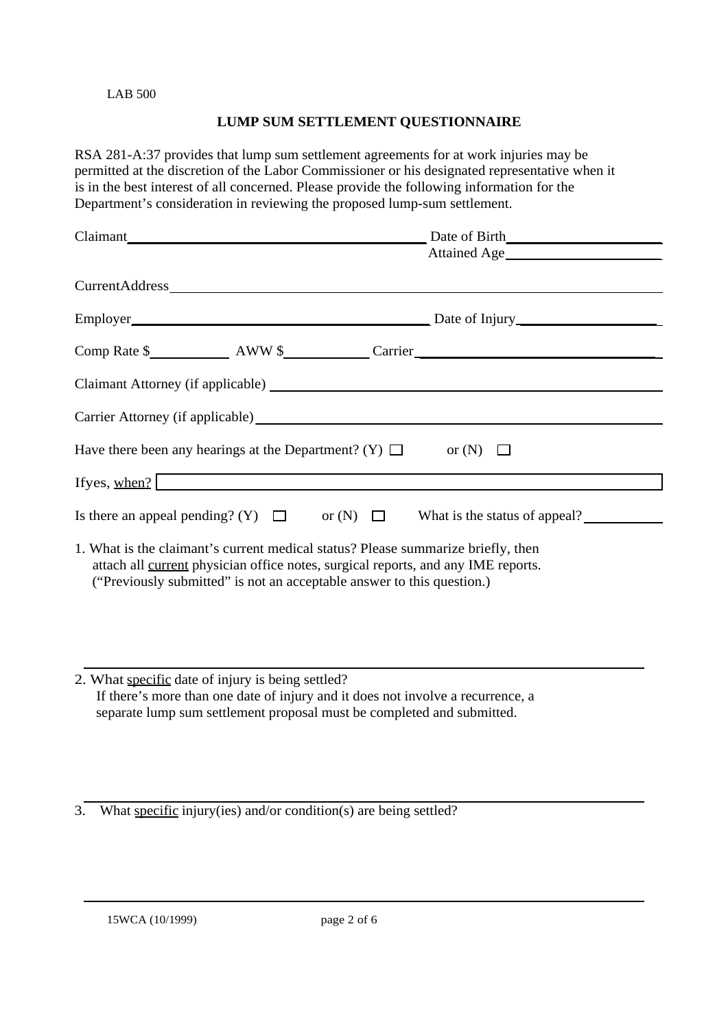LAB 500

## LUMP SUM SETTLEMENT QUESTIONNAIRE

RSA 281-A:37 provides that lump sum settlement agreements for at work injuries may be permitted at the discretion of the Labor Commissioner or his designated representative when it is in the best interest of all concerned. Please provide the following information for the Department's consideration in reviewing the proposed lump-sum settlement.

Claimant\_\_\_\_\_\_\_\_\_\_\_\_\_\_\_\_\_\_\_\_\_\_\_\_\_\_\_\_\_\_\_\_\_\_\_\_\_\_\_\_ Date of Birth\_\_\_\_\_\_\_\_\_\_\_\_\_\_\_\_\_\_\_\_\_\_
Attained Age\_\_\_\_\_\_\_\_\_\_\_\_\_\_\_\_\_\_\_\_\_\_

CurrentAddress\_\_\_\_\_\_\_\_\_\_\_\_\_\_\_\_\_\_\_\_\_\_\_\_\_\_\_\_\_\_\_\_\_\_\_\_\_\_\_\_\_\_\_\_\_\_\_\_\_\_\_\_\_\_\_\_\_\_\_\_\_\_\_\_

Employer\_\_\_\_\_\_\_\_\_\_\_\_\_\_\_\_\_\_\_\_\_\_\_\_\_\_\_\_\_\_\_\_\_\_\_\_\_\_\_\_ Date of Injury\_\_\_\_\_\_\_\_\_\_\_\_\_\_\_\_\_\_\_\_

Comp Rate $\_\_\_\_\_\_\_\_\_\_\_ AWW $\_\_\_\_\_\_\_\_\_\_\_ Carrier\_\_\_\_\_\_\_\_\_\_\_\_\_\_\_\_\_\_\_\_\_\_\_\_\_\_\_\_\_\_\_\_\_\_

Claimant Attorney (if applicable) \_\_\_\_\_\_\_\_\_\_\_\_\_\_\_\_\_\_\_\_\_\_\_\_\_\_\_\_\_\_\_\_\_\_\_\_\_\_\_\_\_\_\_\_\_\_\_\_\_\_\_\_\_\_

Carrier Attorney (if applicable) \_\_\_\_\_\_\_\_\_\_\_\_\_\_\_\_\_\_\_\_\_\_\_\_\_\_\_\_\_\_\_\_\_\_\_\_\_\_\_\_\_\_\_\_\_\_\_\_\_\_\_\_\_\_\_

Have there been any hearings at the Department? (Y) ☐ or (N) ☐

Ifyes, <u>when?</u> \_\_\_\_\_\_\_\_\_\_\_\_\_\_\_\_\_\_\_\_\_\_\_\_\_\_\_\_\_\_\_\_\_\_\_\_\_\_\_\_\_\_\_\_\_\_\_\_\_\_\_\_\_\_\_\_\_\_\_\_\_\_\_\_\_\_

Is there an appeal pending? (Y) ☐ or (N) ☐ What is the status of appeal?\_\_\_\_\_\_\_\_\_\_\_

1. What is the claimant's current medical status? Please summarize briefly, then attach all <u>current</u> physician office notes, surgical reports, and any IME reports. ("Previously submitted" is not an acceptable answer to this question.)

\_\_\_\_\_\_\_\_\_\_\_\_\_\_\_\_\_\_\_\_\_\_\_\_\_\_\_\_\_\_\_\_\_\_\_\_\_\_\_\_\_\_\_\_\_\_\_\_\_\_\_\_\_\_\_\_\_\_\_\_\_\_\_\_\_\_\_\_\_\_\_\_\_\_\_\_\_\_\_

2. What <u>specific</u> date of injury is being settled?
   If there's more than one date of injury and it does not involve a recurrence, a separate lump sum settlement proposal must be completed and submitted.

\_\_\_\_\_\_\_\_\_\_\_\_\_\_\_\_\_\_\_\_\_\_\_\_\_\_\_\_\_\_\_\_\_\_\_\_\_\_\_\_\_\_\_\_\_\_\_\_\_\_\_\_\_\_\_\_\_\_\_\_\_\_\_\_\_\_\_\_\_\_\_\_\_\_\_\_\_\_\_

3. What <u>specific</u> injury(ies) and/or condition(s) are being settled?

\_\_\_\_\_\_\_\_\_\_\_\_\_\_\_\_\_\_\_\_\_\_\_\_\_\_\_\_\_\_\_\_\_\_\_\_\_\_\_\_\_\_\_\_\_\_\_\_\_\_\_\_\_\_\_\_\_\_\_\_\_\_\_\_\_\_\_\_\_\_\_\_\_\_\_\_\_\_\_

15WCA (10/1999)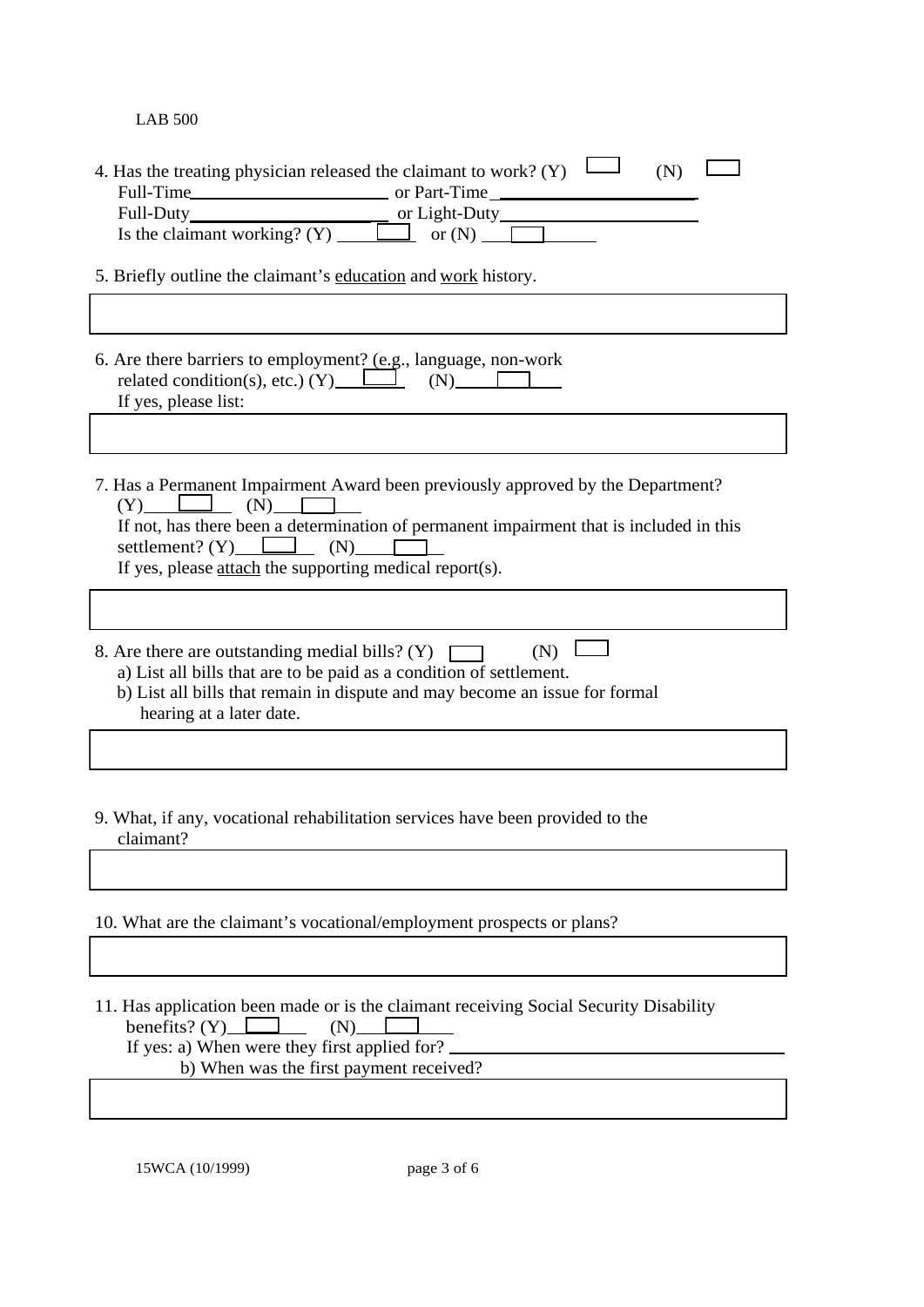LAB 500

4. Has the treating physician released the claimant to work? (Y) ☐ (N) ☐
   Full-Time\_\_\_\_\_\_\_\_\_\_\_\_\_\_\_\_\_\_\_\_\_\_ or Part-Time \_\_\_\_\_\_\_\_\_\_\_\_\_\_\_\_\_\_\_\_\_\_
   Full-Duty\_\_\_\_\_\_\_\_\_\_\_\_\_\_\_\_\_\_\_\_\_\_ or Light-Duty\_\_\_\_\_\_\_\_\_\_\_\_\_\_\_\_\_\_\_\_\_\_
   Is the claimant working? (Y) ☐ or (N) ☐

5. Briefly outline the claimant's <u>education</u> and <u>work</u> history.

6. Are there barriers to employment? (e.g., language, non-work related condition(s), etc.) (Y) ☐ (N) ☐
   If yes, please list:

7. Has a Permanent Impairment Award been previously approved by the Department?
   (Y) ☐ (N) ☐
   If not, has there been a determination of permanent impairment that is included in this settlement? (Y) ☐ (N) ☐
   If yes, please <u>attach</u> the supporting medical report(s).

8. Are there are outstanding medial bills? (Y) ☐ (N) ☐
   a) List all bills that are to be paid as a condition of settlement.
   b) List all bills that remain in dispute and may become an issue for formal hearing at a later date.

9. What, if any, vocational rehabilitation services have been provided to the claimant?

10. What are the claimant's vocational/employment prospects or plans?

11. Has application been made or is the claimant receiving Social Security Disability benefits? (Y) ☐ (N) ☐
    If yes: a) When were they first applied for? \_\_\_\_\_\_\_\_\_\_\_\_\_\_\_\_\_\_\_\_\_\_
    b) When was the first payment received?

15WCA (10/1999)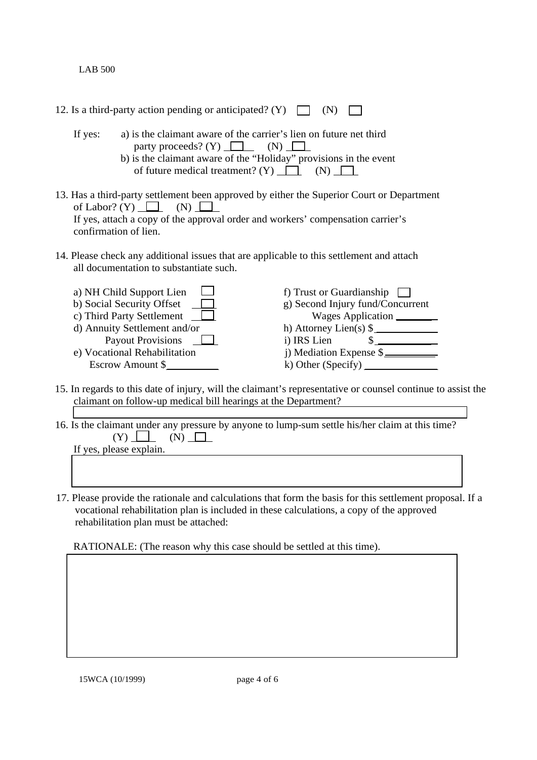12. Is a third-party action pending or anticipated? (Y) ☐ (N) ☐

If yes:
- a) is the claimant aware of the carrier's lien on future net third party proceeds? (Y) ☐ (N) ☐
- b) is the claimant aware of the "Holiday" provisions in the event of future medical treatment? (Y) ☐ (N) ☐

13. Has a third-party settlement been approved by either the Superior Court or Department of Labor? (Y) ☐ (N) ☐
    If yes, attach a copy of the approval order and workers' compensation carrier's confirmation of lien.

14. Please check any additional issues that are applicable to this settlement and attach all documentation to substantiate such.

- a) NH Child Support Lien ☐
- b) Social Security Offset ☐
- c) Third Party Settlement ☐
- d) Annuity Settlement and/or Payout Provisions ☐
- e) Vocational Rehabilitation Escrow Amount $\_\_\_\_\_\_\_\_\_\_
- f) Trust or Guardianship ☐
- g) Second Injury fund/Concurrent Wages Application \_\_\_\_\_\_\_\_
- h) Attorney Lien(s) $\_\_\_\_\_\_\_\_\_\_
- i) IRS Lien $\_\_\_\_\_\_\_\_\_\_
- j) Mediation Expense $\_\_\_\_\_\_\_\_\_\_
- k) Other (Specify) \_\_\_\_\_\_\_\_\_\_

15. In regards to this date of injury, will the claimant's representative or counsel continue to assist the claimant on follow-up medical bill hearings at the Department?

16. Is the claimant under any pressure by anyone to lump-sum settle his/her claim at this time? (Y) ☐ (N) ☐
    If yes, please explain.

17. Please provide the rationale and calculations that form the basis for this settlement proposal. If a vocational rehabilitation plan is included in these calculations, a copy of the approved rehabilitation plan must be attached:

RATIONALE: (The reason why this case should be settled at this time).

15WCA (10/1999)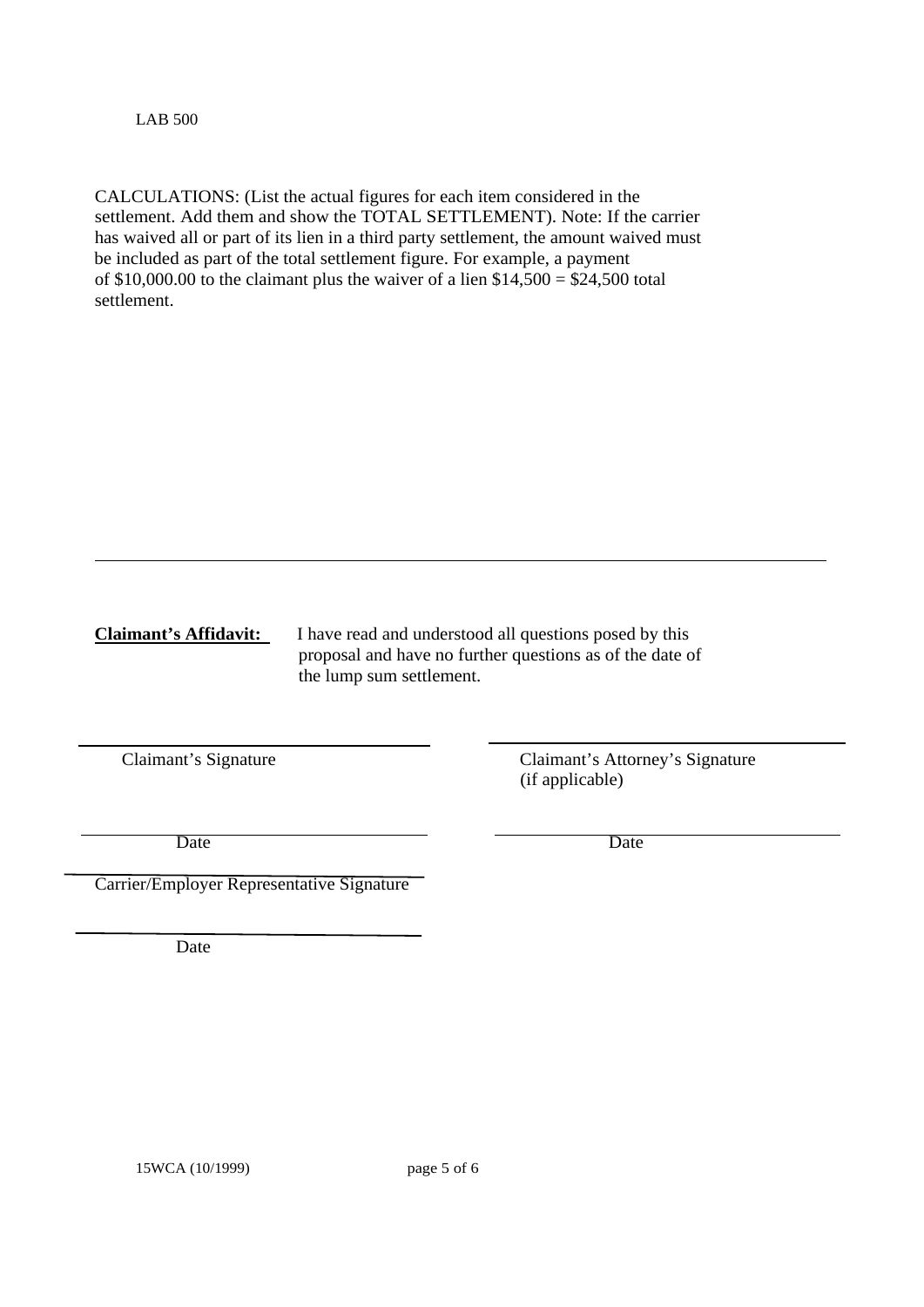LAB 500

CALCULATIONS: (List the actual figures for each item considered in the settlement. Add them and show the TOTAL SETTLEMENT). Note: If the carrier has waived all or part of its lien in a third party settlement, the amount waived must be included as part of the total settlement figure. For example, a payment of $10,000.00 to the claimant plus the waiver of a lien $14,500 = $24,500 total settlement.

---

**Claimant's Affidavit:** I have read and understood all questions posed by this proposal and have no further questions as of the date of the lump sum settlement.

| | |
|---|---|
| ______________________ | ______________________ |
| Claimant's Signature | Claimant's Attorney's Signature (if applicable) |
| ______________________ | ______________________ |
| Date | Date |
| ______________________ | |
| Carrier/Employer Representative Signature | |
| ______________________ | |
| Date | |

15WCA (10/1999)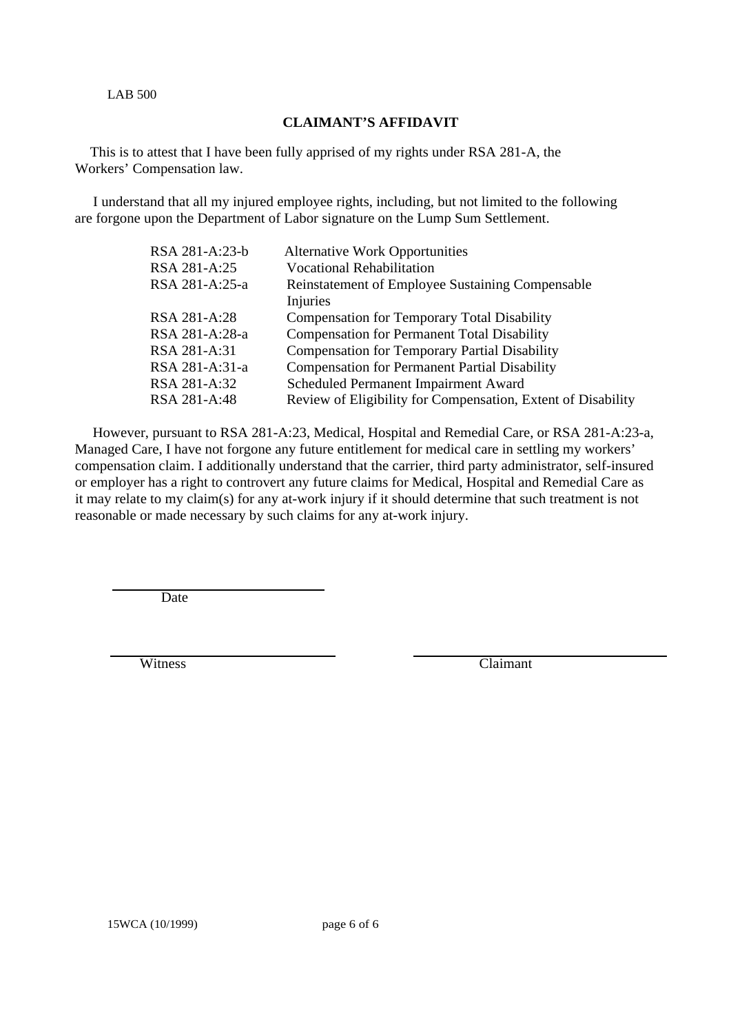LAB 500

## CLAIMANT'S AFFIDAVIT

This is to attest that I have been fully apprised of my rights under RSA 281-A, the Workers' Compensation law.

I understand that all my injured employee rights, including, but not limited to the following are forgone upon the Department of Labor signature on the Lump Sum Settlement.

| | |
|---|---|
| RSA 281-A:23-b | Alternative Work Opportunities |
| RSA 281-A:25 | Vocational Rehabilitation |
| RSA 281-A:25-a | Reinstatement of Employee Sustaining Compensable Injuries |
| RSA 281-A:28 | Compensation for Temporary Total Disability |
| RSA 281-A:28-a | Compensation for Permanent Total Disability |
| RSA 281-A:31 | Compensation for Temporary Partial Disability |
| RSA 281-A:31-a | Compensation for Permanent Partial Disability |
| RSA 281-A:32 | Scheduled Permanent Impairment Award |
| RSA 281-A:48 | Review of Eligibility for Compensation, Extent of Disability |

However, pursuant to RSA 281-A:23, Medical, Hospital and Remedial Care, or RSA 281-A:23-a, Managed Care, I have not forgone any future entitlement for medical care in settling my workers' compensation claim. I additionally understand that the carrier, third party administrator, self-insured or employer has a right to controvert any future claims for Medical, Hospital and Remedial Care as it may relate to my claim(s) for any at-work injury if it should determine that such treatment is not reasonable or made necessary by such claims for any at-work injury.

\_\_\_\_\_\_\_\_\_\_\_\_\_\_\_\_\_\_\_\_\_\_\_\_\_\_\_\_
Date

\_\_\_\_\_\_\_\_\_\_\_\_\_\_\_\_\_\_\_\_\_\_\_\_\_\_\_\_ \_\_\_\_\_\_\_\_\_\_\_\_\_\_\_\_\_\_\_\_\_\_\_\_\_\_\_\_
Witness Claimant

15WCA (10/1999)